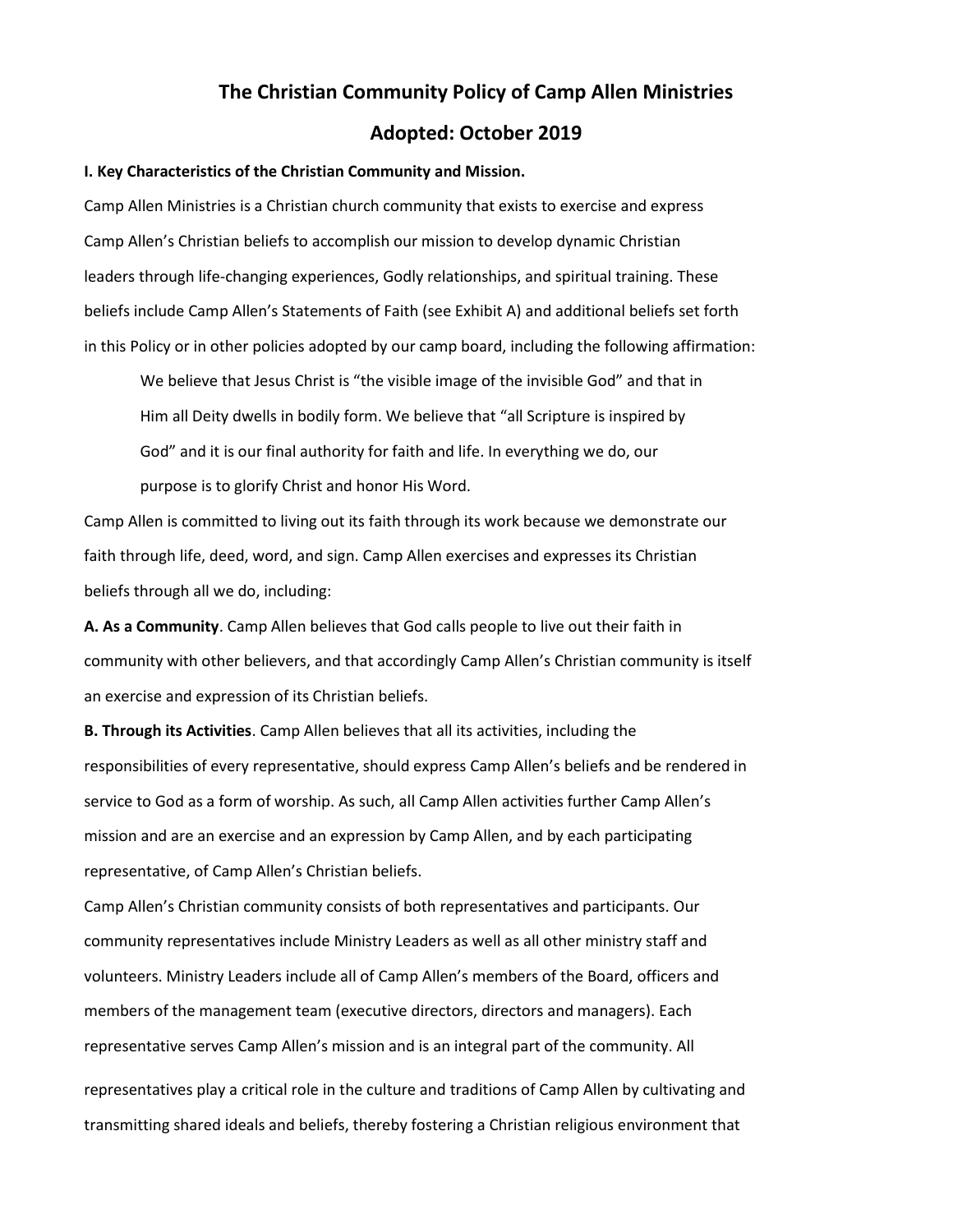# The Christian Community Policy of Camp Allen Ministries

## Adopted: October 2019

**I. Key Characteristics of the Christian Community and Mission.**

Camp Allen Ministries is a Christian church community that exists to exercise and express Camp Allen's Christian beliefs to accomplish our mission to develop dynamic Christian leaders through life-changing experiences, Godly relationships, and spiritual training. These beliefs include Camp Allen's Statements of Faith (see Exhibit A) and additional beliefs set forth in this Policy or in other policies adopted by our camp board, including the following affirmation:

> We believe that Jesus Christ is "the visible image of the invisible God" and that in Him all Deity dwells in bodily form. We believe that "all Scripture is inspired by God" and it is our final authority for faith and life. In everything we do, our purpose is to glorify Christ and honor His Word.

Camp Allen is committed to living out its faith through its work because we demonstrate our faith through life, deed, word, and sign. Camp Allen exercises and expresses its Christian beliefs through all we do, including:

**A. As a Community**. Camp Allen believes that God calls people to live out their faith in community with other believers, and that accordingly Camp Allen's Christian community is itself an exercise and expression of its Christian beliefs.

**B. Through its Activities**. Camp Allen believes that all its activities, including the responsibilities of every representative, should express Camp Allen's beliefs and be rendered in service to God as a form of worship. As such, all Camp Allen activities further Camp Allen's mission and are an exercise and an expression by Camp Allen, and by each participating representative, of Camp Allen's Christian beliefs.

Camp Allen's Christian community consists of both representatives and participants. Our community representatives include Ministry Leaders as well as all other ministry staff and volunteers. Ministry Leaders include all of Camp Allen's members of the Board, officers and members of the management team (executive directors, directors and managers). Each representative serves Camp Allen's mission and is an integral part of the community. All representatives play a critical role in the culture and traditions of Camp Allen by cultivating and transmitting shared ideals and beliefs, thereby fostering a Christian religious environment that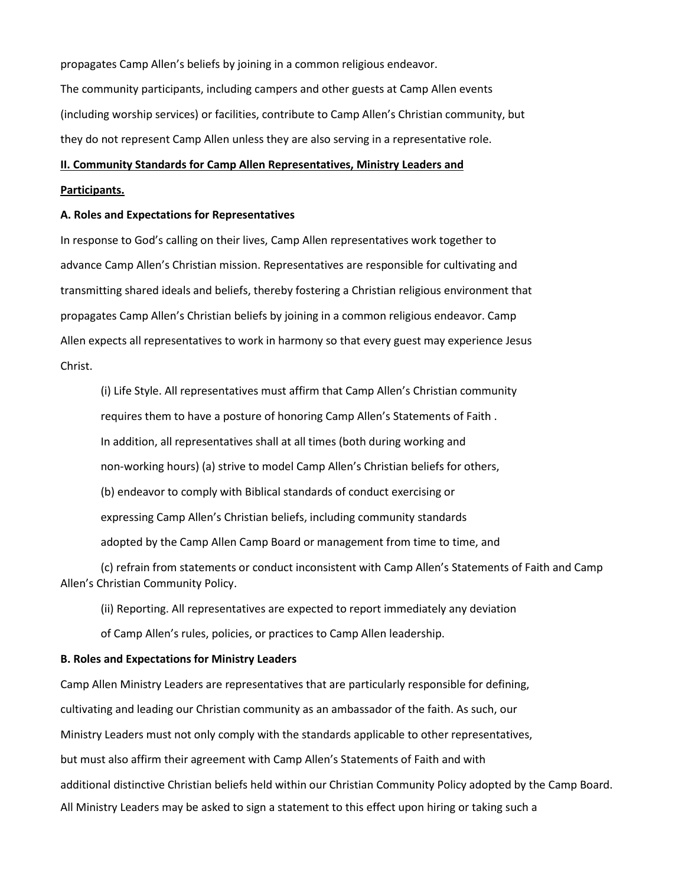propagates Camp Allen's beliefs by joining in a common religious endeavor.

The community participants, including campers and other guests at Camp Allen events (including worship services) or facilities, contribute to Camp Allen's Christian community, but they do not represent Camp Allen unless they are also serving in a representative role.

## II. Community Standards for Camp Allen Representatives, Ministry Leaders and Participants.

### A. Roles and Expectations for Representatives

In response to God's calling on their lives, Camp Allen representatives work together to advance Camp Allen's Christian mission. Representatives are responsible for cultivating and transmitting shared ideals and beliefs, thereby fostering a Christian religious environment that propagates Camp Allen's Christian beliefs by joining in a common religious endeavor. Camp Allen expects all representatives to work in harmony so that every guest may experience Jesus Christ.

(i) Life Style. All representatives must affirm that Camp Allen's Christian community requires them to have a posture of honoring Camp Allen's Statements of Faith . In addition, all representatives shall at all times (both during working and non-working hours) (a) strive to model Camp Allen's Christian beliefs for others, (b) endeavor to comply with Biblical standards of conduct exercising or expressing Camp Allen's Christian beliefs, including community standards adopted by the Camp Allen Camp Board or management from time to time, and

(c) refrain from statements or conduct inconsistent with Camp Allen's Statements of Faith and Camp Allen's Christian Community Policy.

(ii) Reporting. All representatives are expected to report immediately any deviation of Camp Allen's rules, policies, or practices to Camp Allen leadership.

### B. Roles and Expectations for Ministry Leaders

Camp Allen Ministry Leaders are representatives that are particularly responsible for defining, cultivating and leading our Christian community as an ambassador of the faith. As such, our Ministry Leaders must not only comply with the standards applicable to other representatives, but must also affirm their agreement with Camp Allen's Statements of Faith and with additional distinctive Christian beliefs held within our Christian Community Policy adopted by the Camp Board. All Ministry Leaders may be asked to sign a statement to this effect upon hiring or taking such a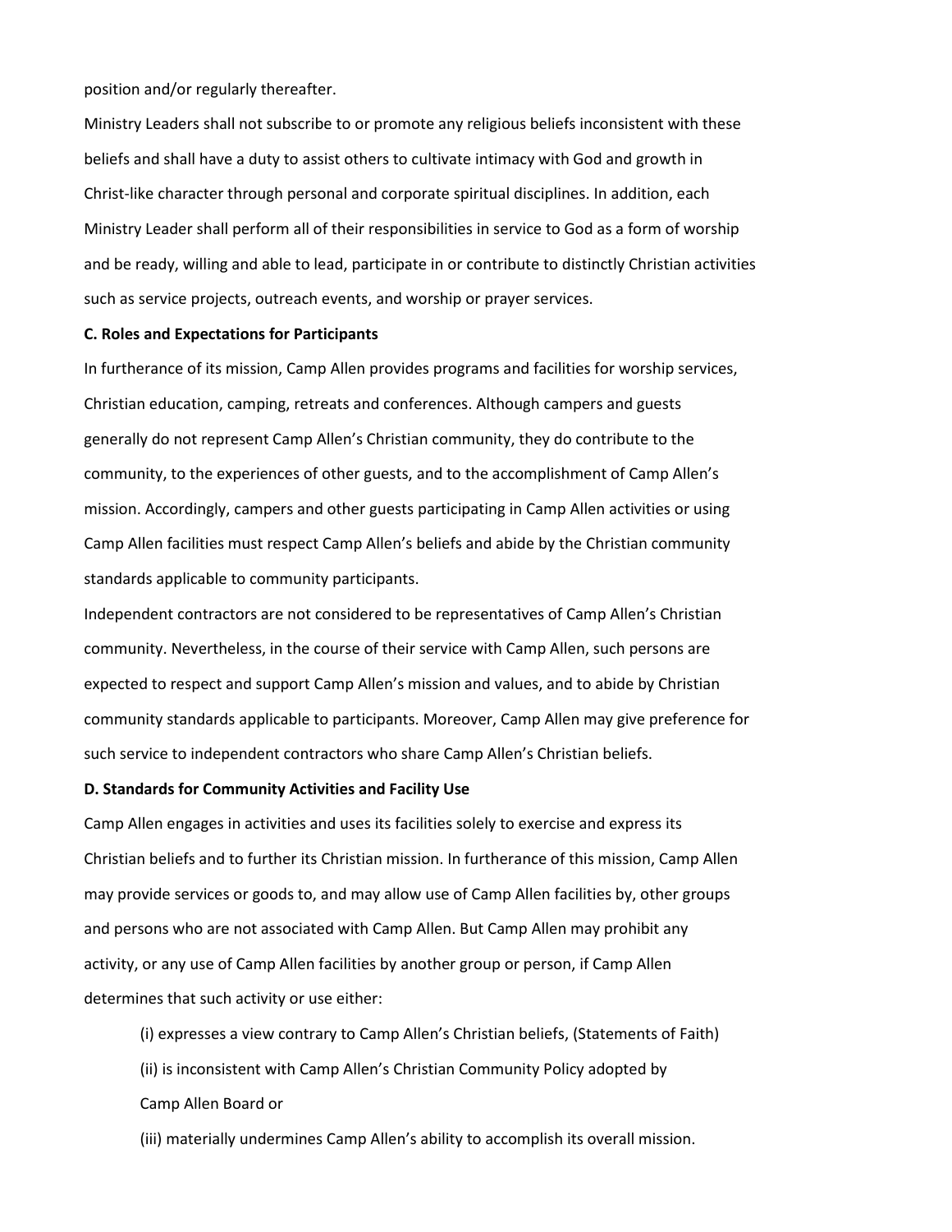position and/or regularly thereafter.

Ministry Leaders shall not subscribe to or promote any religious beliefs inconsistent with these beliefs and shall have a duty to assist others to cultivate intimacy with God and growth in Christ-like character through personal and corporate spiritual disciplines. In addition, each Ministry Leader shall perform all of their responsibilities in service to God as a form of worship and be ready, willing and able to lead, participate in or contribute to distinctly Christian activities such as service projects, outreach events, and worship or prayer services.

**C. Roles and Expectations for Participants**

In furtherance of its mission, Camp Allen provides programs and facilities for worship services, Christian education, camping, retreats and conferences. Although campers and guests generally do not represent Camp Allen's Christian community, they do contribute to the community, to the experiences of other guests, and to the accomplishment of Camp Allen's mission. Accordingly, campers and other guests participating in Camp Allen activities or using Camp Allen facilities must respect Camp Allen's beliefs and abide by the Christian community standards applicable to community participants.

Independent contractors are not considered to be representatives of Camp Allen's Christian community. Nevertheless, in the course of their service with Camp Allen, such persons are expected to respect and support Camp Allen's mission and values, and to abide by Christian community standards applicable to participants. Moreover, Camp Allen may give preference for such service to independent contractors who share Camp Allen's Christian beliefs.

**D. Standards for Community Activities and Facility Use**

Camp Allen engages in activities and uses its facilities solely to exercise and express its Christian beliefs and to further its Christian mission. In furtherance of this mission, Camp Allen may provide services or goods to, and may allow use of Camp Allen facilities by, other groups and persons who are not associated with Camp Allen. But Camp Allen may prohibit any activity, or any use of Camp Allen facilities by another group or person, if Camp Allen determines that such activity or use either:

(i) expresses a view contrary to Camp Allen's Christian beliefs, (Statements of Faith)

(ii) is inconsistent with Camp Allen's Christian Community Policy adopted by Camp Allen Board or

(iii) materially undermines Camp Allen's ability to accomplish its overall mission.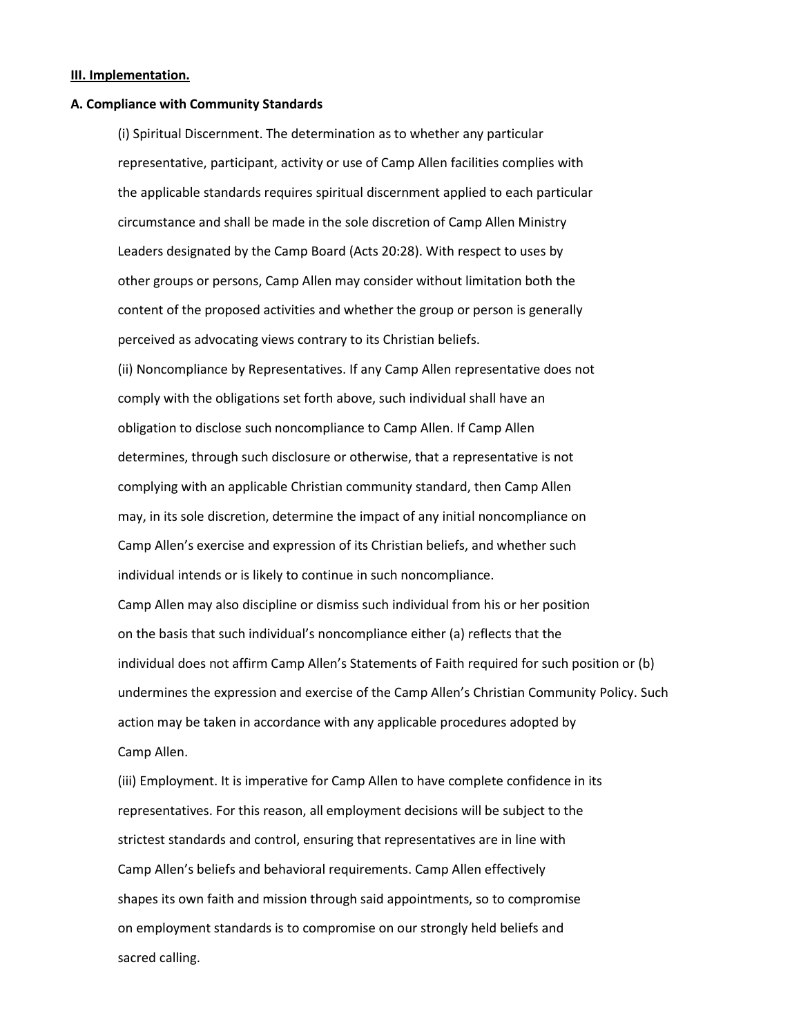**III. Implementation.**

**A. Compliance with Community Standards**

(i) Spiritual Discernment. The determination as to whether any particular representative, participant, activity or use of Camp Allen facilities complies with the applicable standards requires spiritual discernment applied to each particular circumstance and shall be made in the sole discretion of Camp Allen Ministry Leaders designated by the Camp Board (Acts 20:28). With respect to uses by other groups or persons, Camp Allen may consider without limitation both the content of the proposed activities and whether the group or person is generally perceived as advocating views contrary to its Christian beliefs.

(ii) Noncompliance by Representatives. If any Camp Allen representative does not comply with the obligations set forth above, such individual shall have an obligation to disclose such noncompliance to Camp Allen. If Camp Allen determines, through such disclosure or otherwise, that a representative is not complying with an applicable Christian community standard, then Camp Allen may, in its sole discretion, determine the impact of any initial noncompliance on Camp Allen's exercise and expression of its Christian beliefs, and whether such individual intends or is likely to continue in such noncompliance.

Camp Allen may also discipline or dismiss such individual from his or her position on the basis that such individual's noncompliance either (a) reflects that the individual does not affirm Camp Allen's Statements of Faith required for such position or (b) undermines the expression and exercise of the Camp Allen's Christian Community Policy. Such action may be taken in accordance with any applicable procedures adopted by Camp Allen.

(iii) Employment. It is imperative for Camp Allen to have complete confidence in its representatives. For this reason, all employment decisions will be subject to the strictest standards and control, ensuring that representatives are in line with Camp Allen's beliefs and behavioral requirements. Camp Allen effectively shapes its own faith and mission through said appointments, so to compromise on employment standards is to compromise on our strongly held beliefs and sacred calling.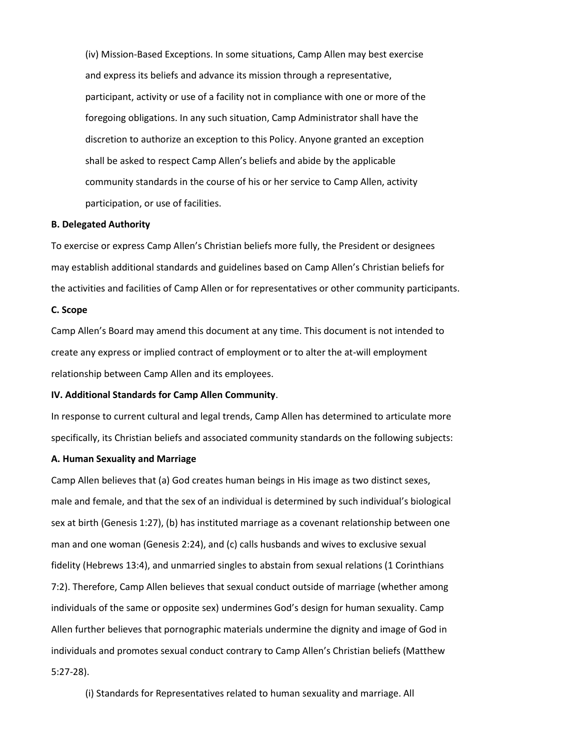(iv) Mission-Based Exceptions. In some situations, Camp Allen may best exercise and express its beliefs and advance its mission through a representative, participant, activity or use of a facility not in compliance with one or more of the foregoing obligations. In any such situation, Camp Administrator shall have the discretion to authorize an exception to this Policy. Anyone granted an exception shall be asked to respect Camp Allen's beliefs and abide by the applicable community standards in the course of his or her service to Camp Allen, activity participation, or use of facilities.

**B. Delegated Authority**

To exercise or express Camp Allen's Christian beliefs more fully, the President or designees may establish additional standards and guidelines based on Camp Allen's Christian beliefs for the activities and facilities of Camp Allen or for representatives or other community participants.

**C. Scope**

Camp Allen's Board may amend this document at any time. This document is not intended to create any express or implied contract of employment or to alter the at-will employment relationship between Camp Allen and its employees.

**IV. Additional Standards for Camp Allen Community**.

In response to current cultural and legal trends, Camp Allen has determined to articulate more specifically, its Christian beliefs and associated community standards on the following subjects:

**A. Human Sexuality and Marriage**

Camp Allen believes that (a) God creates human beings in His image as two distinct sexes, male and female, and that the sex of an individual is determined by such individual's biological sex at birth (Genesis 1:27), (b) has instituted marriage as a covenant relationship between one man and one woman (Genesis 2:24), and (c) calls husbands and wives to exclusive sexual fidelity (Hebrews 13:4), and unmarried singles to abstain from sexual relations (1 Corinthians 7:2). Therefore, Camp Allen believes that sexual conduct outside of marriage (whether among individuals of the same or opposite sex) undermines God's design for human sexuality. Camp Allen further believes that pornographic materials undermine the dignity and image of God in individuals and promotes sexual conduct contrary to Camp Allen's Christian beliefs (Matthew 5:27-28).

(i) Standards for Representatives related to human sexuality and marriage. All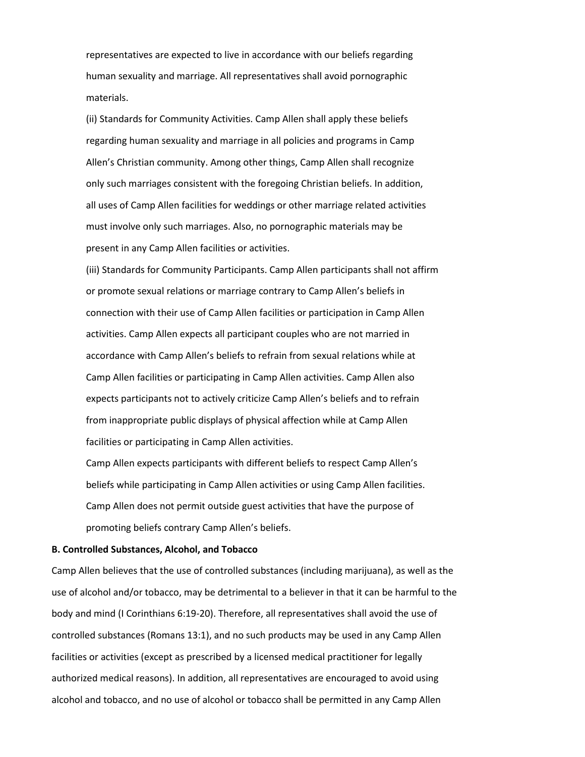representatives are expected to live in accordance with our beliefs regarding human sexuality and marriage. All representatives shall avoid pornographic materials.

(ii) Standards for Community Activities. Camp Allen shall apply these beliefs regarding human sexuality and marriage in all policies and programs in Camp Allen's Christian community. Among other things, Camp Allen shall recognize only such marriages consistent with the foregoing Christian beliefs. In addition, all uses of Camp Allen facilities for weddings or other marriage related activities must involve only such marriages. Also, no pornographic materials may be present in any Camp Allen facilities or activities.

(iii) Standards for Community Participants. Camp Allen participants shall not affirm or promote sexual relations or marriage contrary to Camp Allen's beliefs in connection with their use of Camp Allen facilities or participation in Camp Allen activities. Camp Allen expects all participant couples who are not married in accordance with Camp Allen's beliefs to refrain from sexual relations while at Camp Allen facilities or participating in Camp Allen activities. Camp Allen also expects participants not to actively criticize Camp Allen's beliefs and to refrain from inappropriate public displays of physical affection while at Camp Allen facilities or participating in Camp Allen activities.

Camp Allen expects participants with different beliefs to respect Camp Allen's beliefs while participating in Camp Allen activities or using Camp Allen facilities. Camp Allen does not permit outside guest activities that have the purpose of promoting beliefs contrary Camp Allen's beliefs.

**B. Controlled Substances, Alcohol, and Tobacco**

Camp Allen believes that the use of controlled substances (including marijuana), as well as the use of alcohol and/or tobacco, may be detrimental to a believer in that it can be harmful to the body and mind (I Corinthians 6:19-20). Therefore, all representatives shall avoid the use of controlled substances (Romans 13:1), and no such products may be used in any Camp Allen facilities or activities (except as prescribed by a licensed medical practitioner for legally authorized medical reasons). In addition, all representatives are encouraged to avoid using alcohol and tobacco, and no use of alcohol or tobacco shall be permitted in any Camp Allen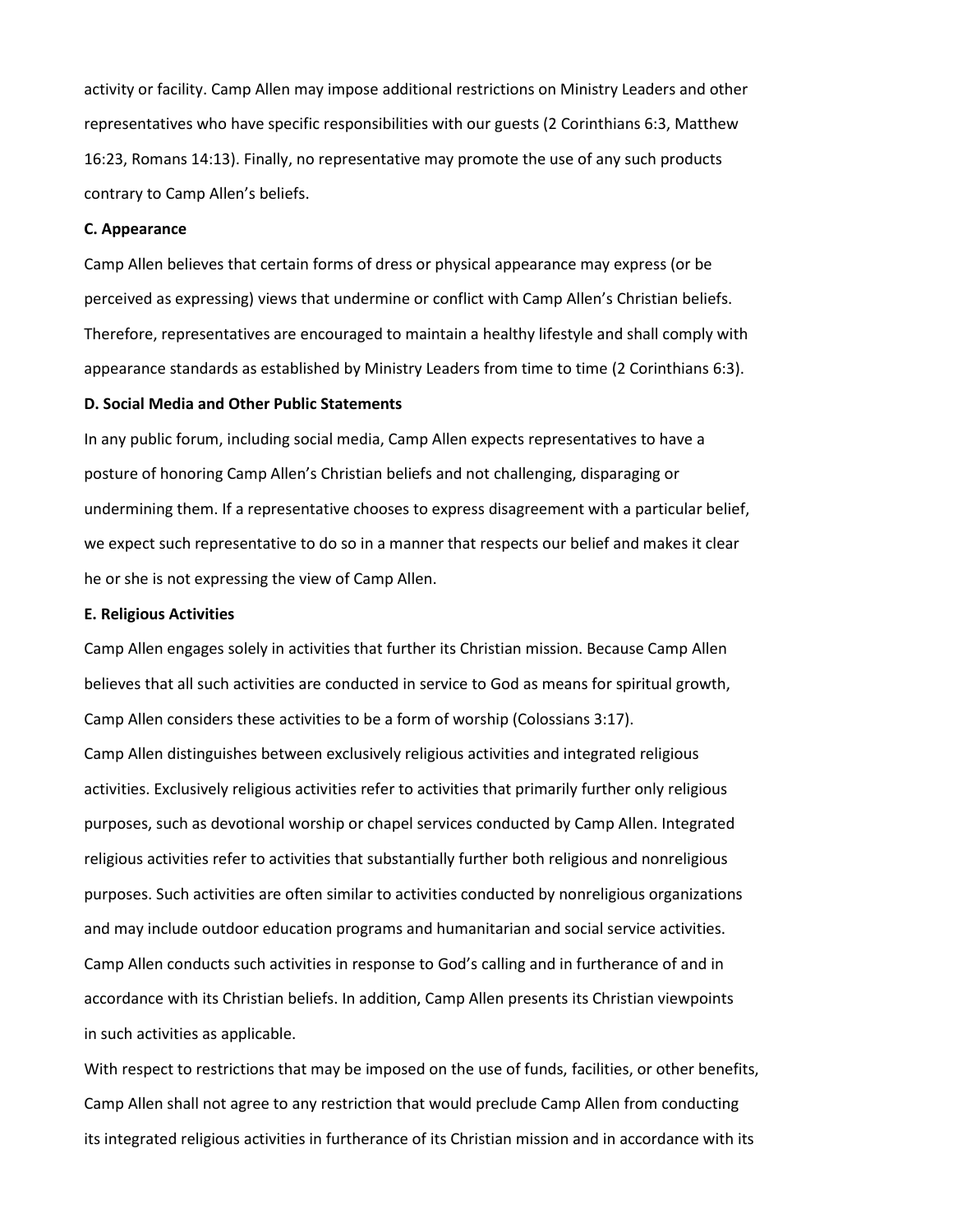activity or facility. Camp Allen may impose additional restrictions on Ministry Leaders and other representatives who have specific responsibilities with our guests (2 Corinthians 6:3, Matthew 16:23, Romans 14:13). Finally, no representative may promote the use of any such products contrary to Camp Allen's beliefs.

**C. Appearance**

Camp Allen believes that certain forms of dress or physical appearance may express (or be perceived as expressing) views that undermine or conflict with Camp Allen's Christian beliefs. Therefore, representatives are encouraged to maintain a healthy lifestyle and shall comply with appearance standards as established by Ministry Leaders from time to time (2 Corinthians 6:3).

**D. Social Media and Other Public Statements**

In any public forum, including social media, Camp Allen expects representatives to have a posture of honoring Camp Allen's Christian beliefs and not challenging, disparaging or undermining them. If a representative chooses to express disagreement with a particular belief, we expect such representative to do so in a manner that respects our belief and makes it clear he or she is not expressing the view of Camp Allen.

**E. Religious Activities**

Camp Allen engages solely in activities that further its Christian mission. Because Camp Allen believes that all such activities are conducted in service to God as means for spiritual growth, Camp Allen considers these activities to be a form of worship (Colossians 3:17).

Camp Allen distinguishes between exclusively religious activities and integrated religious activities. Exclusively religious activities refer to activities that primarily further only religious purposes, such as devotional worship or chapel services conducted by Camp Allen. Integrated religious activities refer to activities that substantially further both religious and nonreligious purposes. Such activities are often similar to activities conducted by nonreligious organizations and may include outdoor education programs and humanitarian and social service activities. Camp Allen conducts such activities in response to God's calling and in furtherance of and in accordance with its Christian beliefs. In addition, Camp Allen presents its Christian viewpoints in such activities as applicable.

With respect to restrictions that may be imposed on the use of funds, facilities, or other benefits, Camp Allen shall not agree to any restriction that would preclude Camp Allen from conducting its integrated religious activities in furtherance of its Christian mission and in accordance with its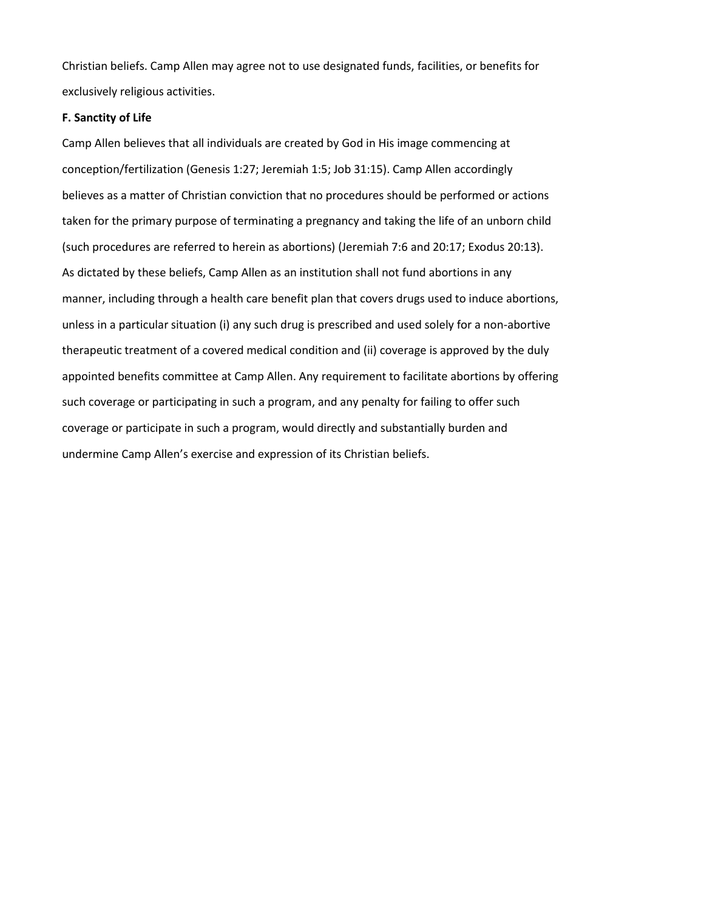Christian beliefs. Camp Allen may agree not to use designated funds, facilities, or benefits for exclusively religious activities.

**F. Sanctity of Life**

Camp Allen believes that all individuals are created by God in His image commencing at conception/fertilization (Genesis 1:27; Jeremiah 1:5; Job 31:15). Camp Allen accordingly believes as a matter of Christian conviction that no procedures should be performed or actions taken for the primary purpose of terminating a pregnancy and taking the life of an unborn child (such procedures are referred to herein as abortions) (Jeremiah 7:6 and 20:17; Exodus 20:13). As dictated by these beliefs, Camp Allen as an institution shall not fund abortions in any manner, including through a health care benefit plan that covers drugs used to induce abortions, unless in a particular situation (i) any such drug is prescribed and used solely for a non-abortive therapeutic treatment of a covered medical condition and (ii) coverage is approved by the duly appointed benefits committee at Camp Allen. Any requirement to facilitate abortions by offering such coverage or participating in such a program, and any penalty for failing to offer such coverage or participate in such a program, would directly and substantially burden and undermine Camp Allen's exercise and expression of its Christian beliefs.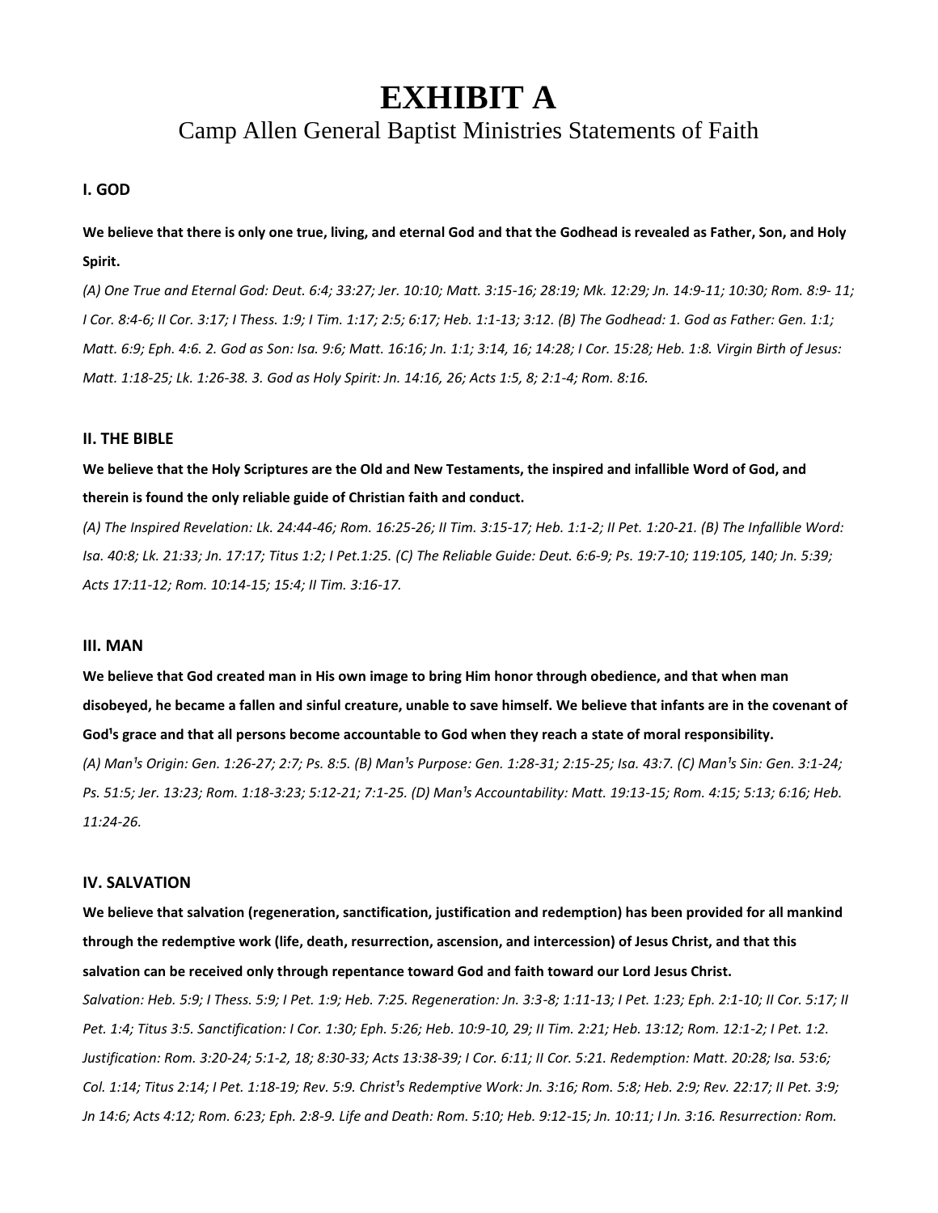# EXHIBIT A

## Camp Allen General Baptist Ministries Statements of Faith

### I. GOD

**We believe that there is only one true, living, and eternal God and that the Godhead is revealed as Father, Son, and Holy Spirit.**

*(A) One True and Eternal God: Deut. 6:4; 33:27; Jer. 10:10; Matt. 3:15-16; 28:19; Mk. 12:29; Jn. 14:9-11; 10:30; Rom. 8:9- 11; I Cor. 8:4-6; II Cor. 3:17; I Thess. 1:9; I Tim. 1:17; 2:5; 6:17; Heb. 1:1-13; 3:12. (B) The Godhead: 1. God as Father: Gen. 1:1; Matt. 6:9; Eph. 4:6. 2. God as Son: Isa. 9:6; Matt. 16:16; Jn. 1:1; 3:14, 16; 14:28; I Cor. 15:28; Heb. 1:8. Virgin Birth of Jesus: Matt. 1:18-25; Lk. 1:26-38. 3. God as Holy Spirit: Jn. 14:16, 26; Acts 1:5, 8; 2:1-4; Rom. 8:16.*

### II. THE BIBLE

**We believe that the Holy Scriptures are the Old and New Testaments, the inspired and infallible Word of God, and therein is found the only reliable guide of Christian faith and conduct.**

*(A) The Inspired Revelation: Lk. 24:44-46; Rom. 16:25-26; II Tim. 3:15-17; Heb. 1:1-2; II Pet. 1:20-21. (B) The Infallible Word: Isa. 40:8; Lk. 21:33; Jn. 17:17; Titus 1:2; I Pet.1:25. (C) The Reliable Guide: Deut. 6:6-9; Ps. 19:7-10; 119:105, 140; Jn. 5:39; Acts 17:11-12; Rom. 10:14-15; 15:4; II Tim. 3:16-17.*

### III. MAN

**We believe that God created man in His own image to bring Him honor through obedience, and that when man disobeyed, he became a fallen and sinful creature, unable to save himself. We believe that infants are in the covenant of God¹s grace and that all persons become accountable to God when they reach a state of moral responsibility.**

*(A) Man¹s Origin: Gen. 1:26-27; 2:7; Ps. 8:5. (B) Man¹s Purpose: Gen. 1:28-31; 2:15-25; Isa. 43:7. (C) Man¹s Sin: Gen. 3:1-24; Ps. 51:5; Jer. 13:23; Rom. 1:18-3:23; 5:12-21; 7:1-25. (D) Man¹s Accountability: Matt. 19:13-15; Rom. 4:15; 5:13; 6:16; Heb. 11:24-26.*

### IV. SALVATION

**We believe that salvation (regeneration, sanctification, justification and redemption) has been provided for all mankind through the redemptive work (life, death, resurrection, ascension, and intercession) of Jesus Christ, and that this salvation can be received only through repentance toward God and faith toward our Lord Jesus Christ.**

*Salvation: Heb. 5:9; I Thess. 5:9; I Pet. 1:9; Heb. 7:25. Regeneration: Jn. 3:3-8; 1:11-13; I Pet. 1:23; Eph. 2:1-10; II Cor. 5:17; II Pet. 1:4; Titus 3:5. Sanctification: I Cor. 1:30; Eph. 5:26; Heb. 10:9-10, 29; II Tim. 2:21; Heb. 13:12; Rom. 12:1-2; I Pet. 1:2. Justification: Rom. 3:20-24; 5:1-2, 18; 8:30-33; Acts 13:38-39; I Cor. 6:11; II Cor. 5:21. Redemption: Matt. 20:28; Isa. 53:6; Col. 1:14; Titus 2:14; I Pet. 1:18-19; Rev. 5:9. Christ¹s Redemptive Work: Jn. 3:16; Rom. 5:8; Heb. 2:9; Rev. 22:17; II Pet. 3:9; Jn 14:6; Acts 4:12; Rom. 6:23; Eph. 2:8-9. Life and Death: Rom. 5:10; Heb. 9:12-15; Jn. 10:11; I Jn. 3:16. Resurrection: Rom.*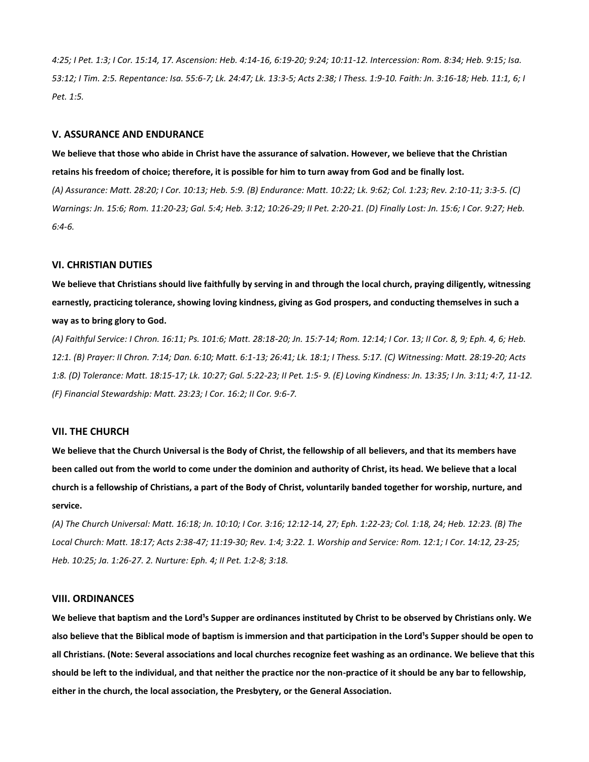*4:25; I Pet. 1:3; I Cor. 15:14, 17. Ascension: Heb. 4:14-16, 6:19-20; 9:24; 10:11-12. Intercession: Rom. 8:34; Heb. 9:15; Isa. 53:12; I Tim. 2:5. Repentance: Isa. 55:6-7; Lk. 24:47; Lk. 13:3-5; Acts 2:38; I Thess. 1:9-10. Faith: Jn. 3:16-18; Heb. 11:1, 6; I Pet. 1:5.*

## V. ASSURANCE AND ENDURANCE

**We believe that those who abide in Christ have the assurance of salvation. However, we believe that the Christian retains his freedom of choice; therefore, it is possible for him to turn away from God and be finally lost.**

*(A) Assurance: Matt. 28:20; I Cor. 10:13; Heb. 5:9. (B) Endurance: Matt. 10:22; Lk. 9:62; Col. 1:23; Rev. 2:10-11; 3:3-5. (C) Warnings: Jn. 15:6; Rom. 11:20-23; Gal. 5:4; Heb. 3:12; 10:26-29; II Pet. 2:20-21. (D) Finally Lost: Jn. 15:6; I Cor. 9:27; Heb. 6:4-6.*

## VI. CHRISTIAN DUTIES

**We believe that Christians should live faithfully by serving in and through the local church, praying diligently, witnessing earnestly, practicing tolerance, showing loving kindness, giving as God prospers, and conducting themselves in such a way as to bring glory to God.**

*(A) Faithful Service: I Chron. 16:11; Ps. 101:6; Matt. 28:18-20; Jn. 15:7-14; Rom. 12:14; I Cor. 13; II Cor. 8, 9; Eph. 4, 6; Heb. 12:1. (B) Prayer: II Chron. 7:14; Dan. 6:10; Matt. 6:1-13; 26:41; Lk. 18:1; I Thess. 5:17. (C) Witnessing: Matt. 28:19-20; Acts 1:8. (D) Tolerance: Matt. 18:15-17; Lk. 10:27; Gal. 5:22-23; II Pet. 1:5- 9. (E) Loving Kindness: Jn. 13:35; I Jn. 3:11; 4:7, 11-12. (F) Financial Stewardship: Matt. 23:23; I Cor. 16:2; II Cor. 9:6-7.*

## VII. THE CHURCH

**We believe that the Church Universal is the Body of Christ, the fellowship of all believers, and that its members have been called out from the world to come under the dominion and authority of Christ, its head. We believe that a local church is a fellowship of Christians, a part of the Body of Christ, voluntarily banded together for worship, nurture, and service.**

*(A) The Church Universal: Matt. 16:18; Jn. 10:10; I Cor. 3:16; 12:12-14, 27; Eph. 1:22-23; Col. 1:18, 24; Heb. 12:23. (B) The Local Church: Matt. 18:17; Acts 2:38-47; 11:19-30; Rev. 1:4; 3:22. 1. Worship and Service: Rom. 12:1; I Cor. 14:12, 23-25; Heb. 10:25; Ja. 1:26-27. 2. Nurture: Eph. 4; II Pet. 1:2-8; 3:18.*

## VIII. ORDINANCES

**We believe that baptism and the Lord¹s Supper are ordinances instituted by Christ to be observed by Christians only. We also believe that the Biblical mode of baptism is immersion and that participation in the Lord¹s Supper should be open to all Christians. (Note: Several associations and local churches recognize feet washing as an ordinance. We believe that this should be left to the individual, and that neither the practice nor the non-practice of it should be any bar to fellowship, either in the church, the local association, the Presbytery, or the General Association.**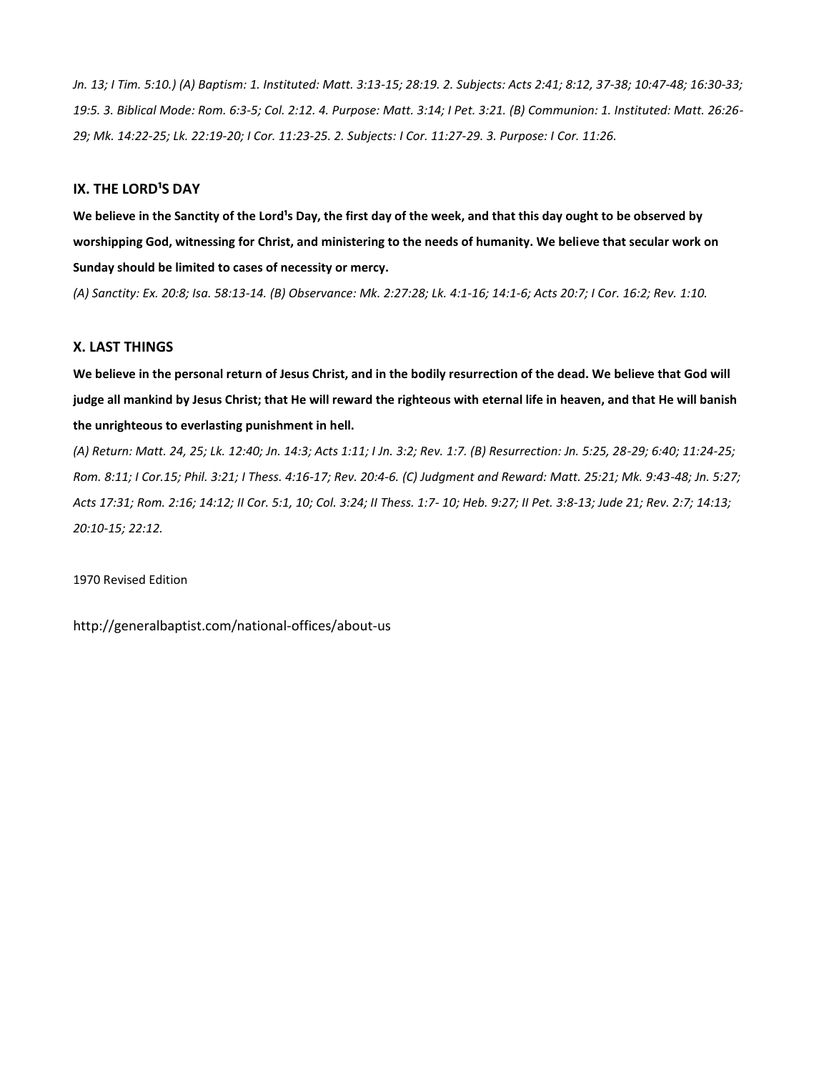*Jn. 13; I Tim. 5:10.) (A) Baptism: 1. Instituted: Matt. 3:13-15; 28:19. 2. Subjects: Acts 2:41; 8:12, 37-38; 10:47-48; 16:30-33; 19:5. 3. Biblical Mode: Rom. 6:3-5; Col. 2:12. 4. Purpose: Matt. 3:14; I Pet. 3:21. (B) Communion: 1. Instituted: Matt. 26:26-29; Mk. 14:22-25; Lk. 22:19-20; I Cor. 11:23-25. 2. Subjects: I Cor. 11:27-29. 3. Purpose: I Cor. 11:26.*

### IX. THE LORD¹S DAY

**We believe in the Sanctity of the Lord¹s Day, the first day of the week, and that this day ought to be observed by worshipping God, witnessing for Christ, and ministering to the needs of humanity. We believe that secular work on Sunday should be limited to cases of necessity or mercy.**

*(A) Sanctity: Ex. 20:8; Isa. 58:13-14. (B) Observance: Mk. 2:27:28; Lk. 4:1-16; 14:1-6; Acts 20:7; I Cor. 16:2; Rev. 1:10.*

### X. LAST THINGS

**We believe in the personal return of Jesus Christ, and in the bodily resurrection of the dead. We believe that God will judge all mankind by Jesus Christ; that He will reward the righteous with eternal life in heaven, and that He will banish the unrighteous to everlasting punishment in hell.**

*(A) Return: Matt. 24, 25; Lk. 12:40; Jn. 14:3; Acts 1:11; I Jn. 3:2; Rev. 1:7. (B) Resurrection: Jn. 5:25, 28-29; 6:40; 11:24-25; Rom. 8:11; I Cor.15; Phil. 3:21; I Thess. 4:16-17; Rev. 20:4-6. (C) Judgment and Reward: Matt. 25:21; Mk. 9:43-48; Jn. 5:27; Acts 17:31; Rom. 2:16; 14:12; II Cor. 5:1, 10; Col. 3:24; II Thess. 1:7- 10; Heb. 9:27; II Pet. 3:8-13; Jude 21; Rev. 2:7; 14:13; 20:10-15; 22:12.*

1970 Revised Edition

http://generalbaptist.com/national-offices/about-us